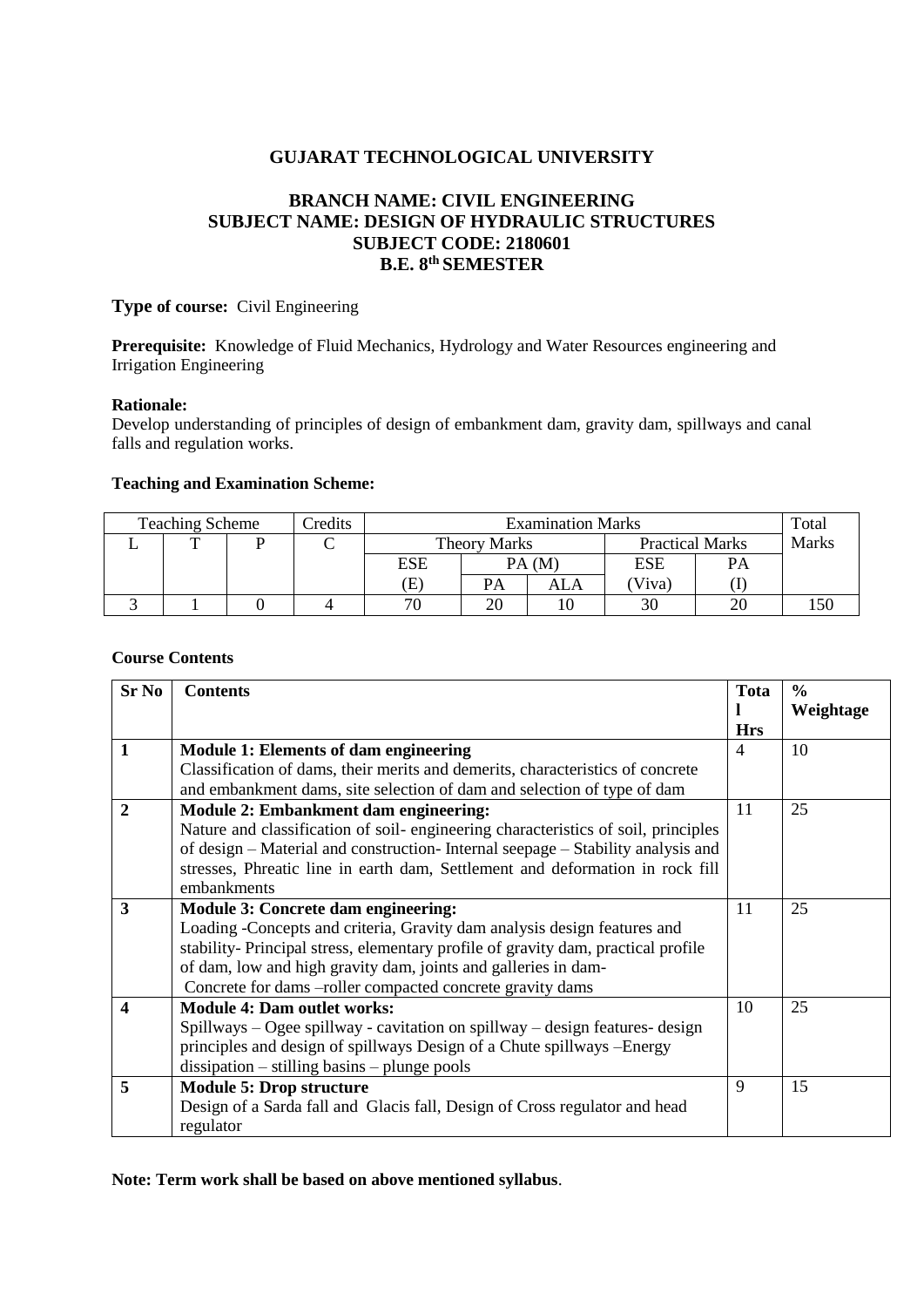# GUJARAT TECHNOLOGICAL UNIVERSITY

## BRANCH NAME: CIVIL ENGINEERING
## SUBJECT NAME: DESIGN OF HYDRAULIC STRUCTURES
## SUBJECT CODE: 2180601
## B.E. 8th SEMESTER

**Type of course:** Civil Engineering

**Prerequisite:** Knowledge of Fluid Mechanics, Hydrology and Water Resources engineering and Irrigation Engineering

**Rationale:**
Develop understanding of principles of design of embankment dam, gravity dam, spillways and canal falls and regulation works.

**Teaching and Examination Scheme:**

| Teaching Scheme | | | Credits | Examination Marks | | | | | Total Marks |
|---|---|---|---|---|---|---|---|---|---|
| | | | | Theory Marks | | | Practical Marks | | |
| L | T | P | C | ESE | PA (M) | | ESE | PA | |
| | | | | (E) | PA | ALA | (Viva) | (I) | |
| 3 | 1 | 0 | 4 | 70 | 20 | 10 | 30 | 20 | 150 |

**Course Contents**

| Sr No | Contents | Total Hrs | % Weightage |
|---|---|---|---|
| **1** | **Module 1: Elements of dam engineering**<br>Classification of dams, their merits and demerits, characteristics of concrete and embankment dams, site selection of dam and selection of type of dam | 4 | 10 |
| **2** | **Module 2: Embankment dam engineering:**<br>Nature and classification of soil- engineering characteristics of soil, principles of design – Material and construction- Internal seepage – Stability analysis and stresses, Phreatic line in earth dam, Settlement and deformation in rock fill embankments | 11 | 25 |
| **3** | **Module 3: Concrete dam engineering:**<br>Loading -Concepts and criteria, Gravity dam analysis design features and stability- Principal stress, elementary profile of gravity dam, practical profile of dam, low and high gravity dam, joints and galleries in dam-<br>Concrete for dams –roller compacted concrete gravity dams | 11 | 25 |
| **4** | **Module 4: Dam outlet works:**<br>Spillways – Ogee spillway - cavitation on spillway – design features- design principles and design of spillways Design of a Chute spillways –Energy dissipation – stilling basins – plunge pools | 10 | 25 |
| **5** | **Module 5: Drop structure**<br>Design of a Sarda fall and Glacis fall, Design of Cross regulator and head regulator | 9 | 15 |

**Note: Term work shall be based on above mentioned syllabus**.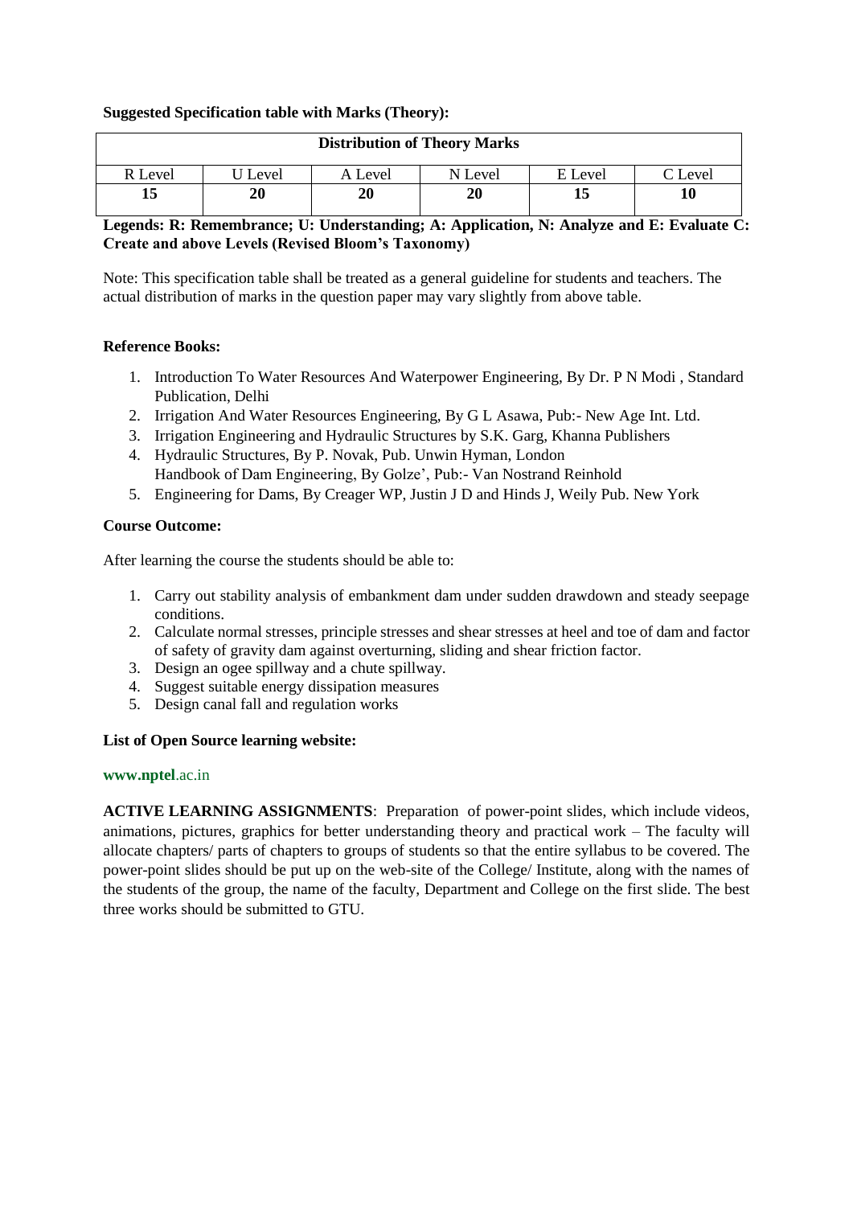**Suggested Specification table with Marks (Theory):**

| Distribution of Theory Marks | | | | | |
|---|---|---|---|---|---|
| R Level | U Level | A Level | N Level | E Level | C Level |
| **15** | **20** | **20** | **20** | **15** | **10** |

**Legends: R: Remembrance; U: Understanding; A: Application, N: Analyze and E: Evaluate C: Create and above Levels (Revised Bloom's Taxonomy)**

Note: This specification table shall be treated as a general guideline for students and teachers. The actual distribution of marks in the question paper may vary slightly from above table.

**Reference Books:**

1. Introduction To Water Resources And Waterpower Engineering, By Dr. P N Modi , Standard Publication, Delhi
2. Irrigation And Water Resources Engineering, By G L Asawa, Pub:- New Age Int. Ltd.
3. Irrigation Engineering and Hydraulic Structures by S.K. Garg, Khanna Publishers
4. Hydraulic Structures, By P. Novak, Pub. Unwin Hyman, London
   Handbook of Dam Engineering, By Golze', Pub:- Van Nostrand Reinhold
5. Engineering for Dams, By Creager WP, Justin J D and Hinds J, Weily Pub. New York

**Course Outcome:**

After learning the course the students should be able to:

1. Carry out stability analysis of embankment dam under sudden drawdown and steady seepage conditions.
2. Calculate normal stresses, principle stresses and shear stresses at heel and toe of dam and factor of safety of gravity dam against overturning, sliding and shear friction factor.
3. Design an ogee spillway and a chute spillway.
4. Suggest suitable energy dissipation measures
5. Design canal fall and regulation works

**List of Open Source learning website:**

**www.nptel**.ac.in

**ACTIVE LEARNING ASSIGNMENTS**: Preparation of power-point slides, which include videos, animations, pictures, graphics for better understanding theory and practical work – The faculty will allocate chapters/ parts of chapters to groups of students so that the entire syllabus to be covered. The power-point slides should be put up on the web-site of the College/ Institute, along with the names of the students of the group, the name of the faculty, Department and College on the first slide. The best three works should be submitted to GTU.